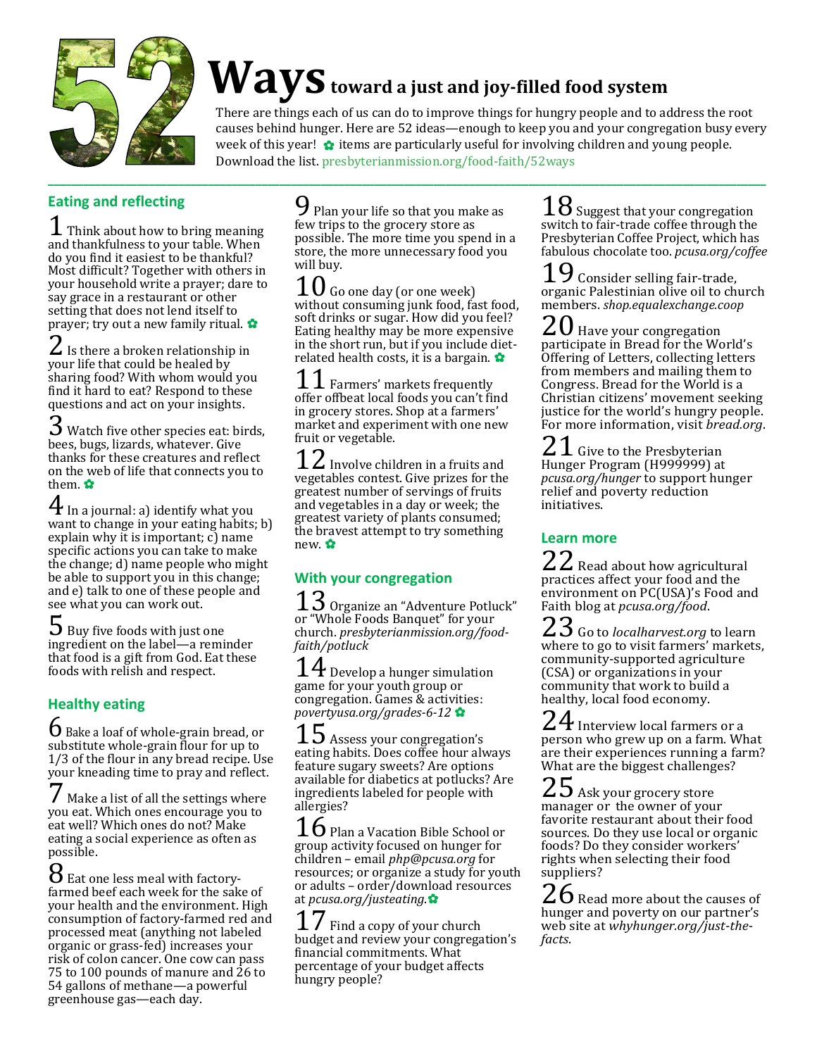# 52 Ways toward a just and joy-filled food system

There are things each of us can do to improve things for hungry people and to address the root causes behind hunger. Here are 52 ideas—enough to keep you and your congregation busy every week of this year! ✿ items are particularly useful for involving children and young people. Download the list. presbyterianmission.org/food-faith/52ways

## Eating and reflecting

**1** Think about how to bring meaning and thankfulness to your table. When do you find it easiest to be thankful? Most difficult? Together with others in your household write a prayer; dare to say grace in a restaurant or other setting that does not lend itself to prayer; try out a new family ritual. ✿

**2** Is there a broken relationship in your life that could be healed by sharing food? With whom would you find it hard to eat? Respond to these questions and act on your insights.

**3** Watch five other species eat: birds, bees, bugs, lizards, whatever. Give thanks for these creatures and reflect on the web of life that connects you to them. ✿

**4** In a journal: a) identify what you want to change in your eating habits; b) explain why it is important; c) name specific actions you can take to make the change; d) name people who might be able to support you in this change; and e) talk to one of these people and see what you can work out.

**5** Buy five foods with just one ingredient on the label—a reminder that food is a gift from God. Eat these foods with relish and respect.

## Healthy eating

**6** Bake a loaf of whole-grain bread, or substitute whole-grain flour for up to 1/3 of the flour in any bread recipe. Use your kneading time to pray and reflect.

**7** Make a list of all the settings where you eat. Which ones encourage you to eat well? Which ones do not? Make eating a social experience as often as possible.

**8** Eat one less meal with factory-farmed beef each week for the sake of your health and the environment. High consumption of factory-farmed red and processed meat (anything not labeled organic or grass-fed) increases your risk of colon cancer. One cow can pass 75 to 100 pounds of manure and 26 to 54 gallons of methane—a powerful greenhouse gas—each day.

**9** Plan your life so that you make as few trips to the grocery store as possible. The more time you spend in a store, the more unnecessary food you will buy.

**10** Go one day (or one week) without consuming junk food, fast food, soft drinks or sugar. How did you feel? Eating healthy may be more expensive in the short run, but if you include diet-related health costs, it is a bargain. ✿

**11** Farmers' markets frequently offer offbeat local foods you can't find in grocery stores. Shop at a farmers' market and experiment with one new fruit or vegetable.

**12** Involve children in a fruits and vegetables contest. Give prizes for the greatest number of servings of fruits and vegetables in a day or week; the greatest variety of plants consumed; the bravest attempt to try something new. ✿

## With your congregation

**13** Organize an "Adventure Potluck" or "Whole Foods Banquet" for your church. *presbyterianmission.org/food-faith/potluck*

**14** Develop a hunger simulation game for your youth group or congregation. Games & activities: *povertyusa.org/grades-6-12* ✿

**15** Assess your congregation's eating habits. Does coffee hour always feature sugary sweets? Are options available for diabetics at potlucks? Are ingredients labeled for people with allergies?

**16** Plan a Vacation Bible School or group activity focused on hunger for children – email *php@pcusa.org* for resources; or organize a study for youth or adults – order/download resources at *pcusa.org/justeating.*✿

**17** Find a copy of your church budget and review your congregation's financial commitments. What percentage of your budget affects hungry people?

**18** Suggest that your congregation switch to fair-trade coffee through the Presbyterian Coffee Project, which has fabulous chocolate too. *pcusa.org/coffee*

**19** Consider selling fair-trade, organic Palestinian olive oil to church members. *shop.equalexchange.coop*

**20** Have your congregation participate in Bread for the World's Offering of Letters, collecting letters from members and mailing them to Congress. Bread for the World is a Christian citizens' movement seeking justice for the world's hungry people. For more information, visit *bread.org*.

**21** Give to the Presbyterian Hunger Program (H999999) at *pcusa.org/hunger* to support hunger relief and poverty reduction initiatives.

## Learn more

**22** Read about how agricultural practices affect your food and the environment on PC(USA)'s Food and Faith blog at *pcusa.org/food*.

**23** Go to *localharvest.org* to learn where to go to visit farmers' markets, community-supported agriculture (CSA) or organizations in your community that work to build a healthy, local food economy.

**24** Interview local farmers or a person who grew up on a farm. What are their experiences running a farm? What are the biggest challenges?

**25** Ask your grocery store manager or the owner of your favorite restaurant about their food sources. Do they use local or organic foods? Do they consider workers' rights when selecting their food suppliers?

**26** Read more about the causes of hunger and poverty on our partner's web site at *whyhunger.org/just-the-facts*.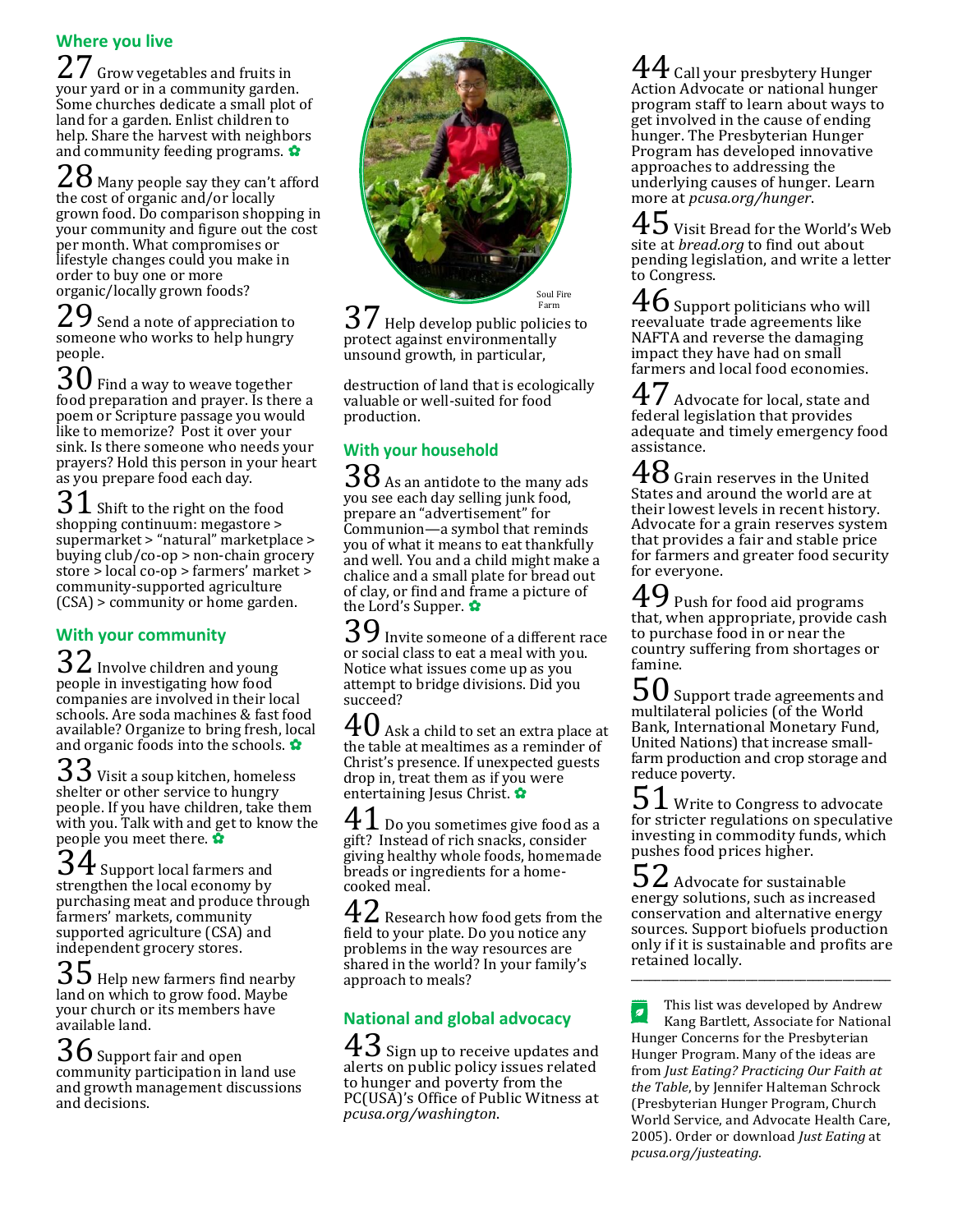## Where you live

**27** Grow vegetables and fruits in your yard or in a community garden. Some churches dedicate a small plot of land for a garden. Enlist children to help. Share the harvest with neighbors and community feeding programs. ✿

**28** Many people say they can't afford the cost of organic and/or locally grown food. Do comparison shopping in your community and figure out the cost per month. What compromises or lifestyle changes could you make in order to buy one or more organic/locally grown foods?

**29** Send a note of appreciation to someone who works to help hungry people.

**30** Find a way to weave together food preparation and prayer. Is there a poem or Scripture passage you would like to memorize? Post it over your sink. Is there someone who needs your prayers? Hold this person in your heart as you prepare food each day.

**31** Shift to the right on the food shopping continuum: megastore > supermarket > "natural" marketplace > buying club/co-op > non-chain grocery store > local co-op > farmers' market > community-supported agriculture (CSA) > community or home garden.

## With your community

**32** Involve children and young people in investigating how food companies are involved in their local schools. Are soda machines & fast food available? Organize to bring fresh, local and organic foods into the schools. ✿

**33** Visit a soup kitchen, homeless shelter or other service to hungry people. If you have children, take them with you. Talk with and get to know the people you meet there. ✿

**34** Support local farmers and strengthen the local economy by purchasing meat and produce through farmers' markets, community supported agriculture (CSA) and independent grocery stores.

**35** Help new farmers find nearby land on which to grow food. Maybe your church or its members have available land.

**36** Support fair and open community participation in land use and growth management discussions and decisions.

Soul Fire Farm

**37** Help develop public policies to protect against environmentally unsound growth, in particular, destruction of land that is ecologically valuable or well-suited for food production.

## With your household

**38** As an antidote to the many ads you see each day selling junk food, prepare an "advertisement" for Communion—a symbol that reminds you of what it means to eat thankfully and well. You and a child might make a chalice and a small plate for bread out of clay, or find and frame a picture of the Lord's Supper. ✿

**39** Invite someone of a different race or social class to eat a meal with you. Notice what issues come up as you attempt to bridge divisions. Did you succeed?

**40** Ask a child to set an extra place at the table at mealtimes as a reminder of Christ's presence. If unexpected guests drop in, treat them as if you were entertaining Jesus Christ. ✿

**41** Do you sometimes give food as a gift? Instead of rich snacks, consider giving healthy whole foods, homemade breads or ingredients for a home-cooked meal.

**42** Research how food gets from the field to your plate. Do you notice any problems in the way resources are shared in the world? In your family's approach to meals?

## National and global advocacy

**43** Sign up to receive updates and alerts on public policy issues related to hunger and poverty from the PC(USA)'s Office of Public Witness at *pcusa.org/washington*.

**44** Call your presbytery Hunger Action Advocate or national hunger program staff to learn about ways to get involved in the cause of ending hunger. The Presbyterian Hunger Program has developed innovative approaches to addressing the underlying causes of hunger. Learn more at *pcusa.org/hunger*.

**45** Visit Bread for the World's Web site at *bread.org* to find out about pending legislation, and write a letter to Congress.

**46** Support politicians who will reevaluate trade agreements like NAFTA and reverse the damaging impact they have had on small farmers and local food economies.

**47** Advocate for local, state and federal legislation that provides adequate and timely emergency food assistance.

**48** Grain reserves in the United States and around the world are at their lowest levels in recent history. Advocate for a grain reserves system that provides a fair and stable price for farmers and greater food security for everyone.

**49** Push for food aid programs that, when appropriate, provide cash to purchase food in or near the country suffering from shortages or famine.

**50** Support trade agreements and multilateral policies (of the World Bank, International Monetary Fund, United Nations) that increase small-farm production and crop storage and reduce poverty.

**51** Write to Congress to advocate for stricter regulations on speculative investing in commodity funds, which pushes food prices higher.

**52** Advocate for sustainable energy solutions, such as increased conservation and alternative energy sources. Support biofuels production only if it is sustainable and profits are retained locally.

---

This list was developed by Andrew Kang Bartlett, Associate for National Hunger Concerns for the Presbyterian Hunger Program. Many of the ideas are from *Just Eating? Practicing Our Faith at the Table*, by Jennifer Halteman Schrock (Presbyterian Hunger Program, Church World Service, and Advocate Health Care, 2005). Order or download *Just Eating* at *pcusa.org/justeating*.